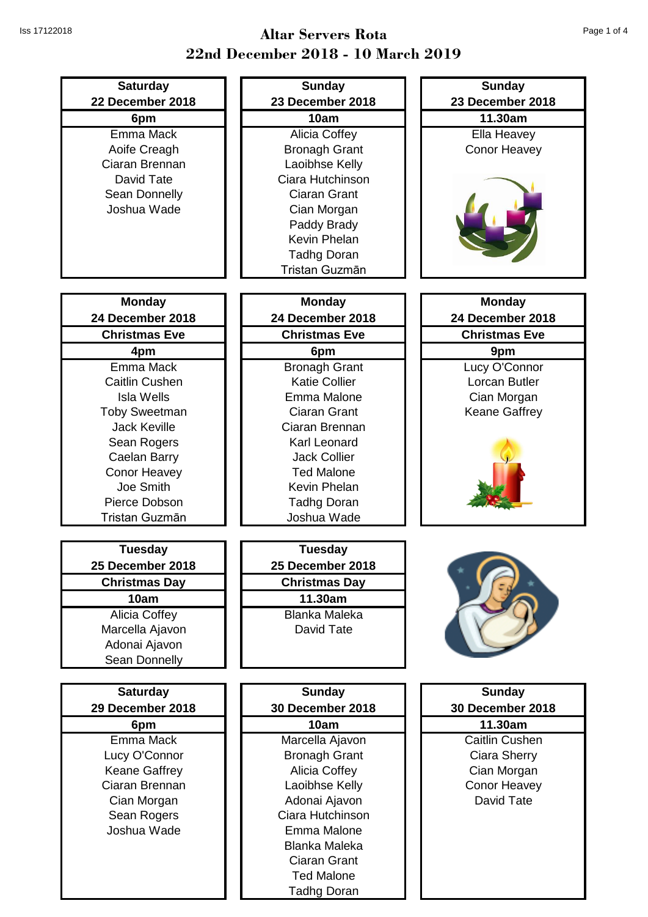# Altar Servers Rota
## 22nd December 2018 - 10 March 2019

| Saturday 22 December 2018 | Sunday 23 December 2018 | Sunday 23 December 2018 |
|---|---|---|
| **6pm** | **10am** | **11.30am** |
| Emma Mack | Alicia Coffey | Ella Heavey |
| Aoife Creagh | Bronagh Grant | Conor Heavey |
| Ciaran Brennan | Laoibhse Kelly | |
| David Tate | Ciara Hutchinson | |
| Sean Donnelly | Ciaran Grant | |
| Joshua Wade | Cian Morgan | |
| | Paddy Brady | |
| | Kevin Phelan | |
| | Tadhg Doran | |
| | Tristan Guzmān | |

| Monday 24 December 2018 Christmas Eve | Monday 24 December 2018 Christmas Eve | Monday 24 December 2018 Christmas Eve |
|---|---|---|
| **4pm** | **6pm** | **9pm** |
| Emma Mack | Bronagh Grant | Lucy O'Connor |
| Caitlin Cushen | Katie Collier | Lorcan Butler |
| Isla Wells | Emma Malone | Cian Morgan |
| Toby Sweetman | Ciaran Grant | Keane Gaffrey |
| Jack Keville | Ciaran Brennan | |
| Sean Rogers | Karl Leonard | |
| Caelan Barry | Jack Collier | |
| Conor Heavey | Ted Malone | |
| Joe Smith | Kevin Phelan | |
| Pierce Dobson | Tadhg Doran | |
| Tristan Guzmān | Joshua Wade | |

| Tuesday 25 December 2018 Christmas Day | Tuesday 25 December 2018 Christmas Day |
|---|---|
| **10am** | **11.30am** |
| Alicia Coffey | Blanka Maleka |
| Marcella Ajavon | David Tate |
| Adonai Ajavon | |
| Sean Donnelly | |

| Saturday 29 December 2018 | Sunday 30 December 2018 | Sunday 30 December 2018 |
|---|---|---|
| **6pm** | **10am** | **11.30am** |
| Emma Mack | Marcella Ajavon | Caitlin Cushen |
| Lucy O'Connor | Bronagh Grant | Ciara Sherry |
| Keane Gaffrey | Alicia Coffey | Cian Morgan |
| Ciaran Brennan | Laoibhse Kelly | Conor Heavey |
| Cian Morgan | Adonai Ajavon | David Tate |
| Sean Rogers | Ciara Hutchinson | |
| Joshua Wade | Emma Malone | |
| | Blanka Maleka | |
| | Ciaran Grant | |
| | Ted Malone | |
| | Tadhg Doran | |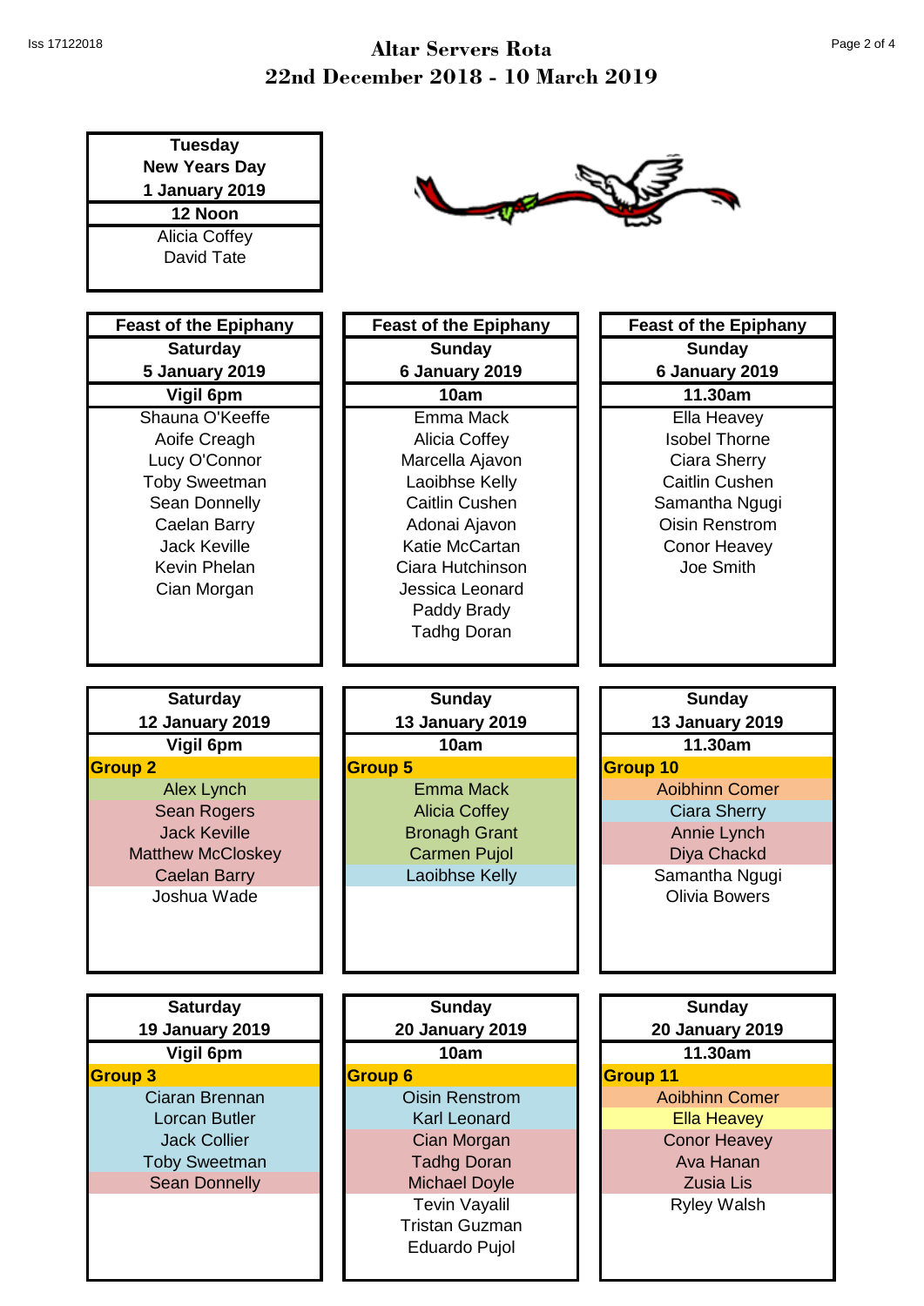# Altar Servers Rota
## 22nd December 2018 - 10 March 2019

| Tuesday New Years Day 1 January 2019 |
|---|
| 12 Noon |
| Alicia Coffey |
| David Tate |

| Feast of the Epiphany Saturday 5 January 2019 | Feast of the Epiphany Sunday 6 January 2019 | Feast of the Epiphany Sunday 6 January 2019 |
|---|---|---|
| Vigil 6pm | 10am | 11.30am |
| Shauna O'Keeffe | Emma Mack | Ella Heavey |
| Aoife Creagh | Alicia Coffey | Isobel Thorne |
| Lucy O'Connor | Marcella Ajavon | Ciara Sherry |
| Toby Sweetman | Laoibhse Kelly | Caitlin Cushen |
| Sean Donnelly | Caitlin Cushen | Samantha Ngugi |
| Caelan Barry | Adonai Ajavon | Oisin Renstrom |
| Jack Keville | Katie McCartan | Conor Heavey |
| Kevin Phelan | Ciara Hutchinson | Joe Smith |
| Cian Morgan | Jessica Leonard | |
| | Paddy Brady | |
| | Tadhg Doran | |

| Saturday 12 January 2019 | Sunday 13 January 2019 | Sunday 13 January 2019 |
|---|---|---|
| Vigil 6pm | 10am | 11.30am |
| Group 2 | Group 5 | Group 10 |
| Alex Lynch | Emma Mack | Aoibhinn Comer |
| Sean Rogers | Alicia Coffey | Ciara Sherry |
| Jack Keville | Bronagh Grant | Annie Lynch |
| Matthew McCloskey | Carmen Pujol | Diya Chackd |
| Caelan Barry | Laoibhse Kelly | Samantha Ngugi |
| Joshua Wade | | Olivia Bowers |

| Saturday 19 January 2019 | Sunday 20 January 2019 | Sunday 20 January 2019 |
|---|---|---|
| Vigil 6pm | 10am | 11.30am |
| Group 3 | Group 6 | Group 11 |
| Ciaran Brennan | Oisin Renstrom | Aoibhinn Comer |
| Lorcan Butler | Karl Leonard | Ella Heavey |
| Jack Collier | Cian Morgan | Conor Heavey |
| Toby Sweetman | Tadhg Doran | Ava Hanan |
| Sean Donnelly | Michael Doyle | Zusia Lis |
| | Tevin Vayalil | Ryley Walsh |
| | Tristan Guzman | |
| | Eduardo Pujol | |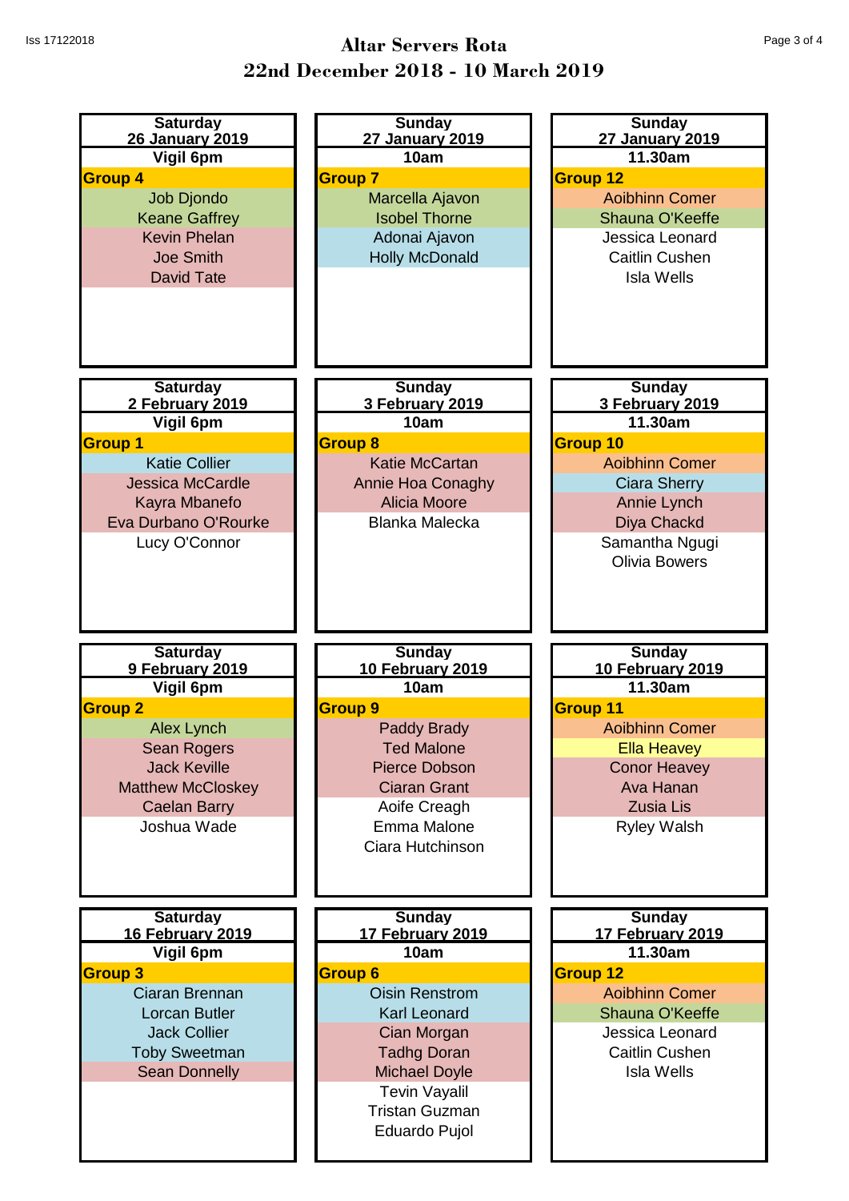# Altar Servers Rota
## 22nd December 2018 - 10 March 2019

| Saturday 26 January 2019 | Sunday 27 January 2019 | Sunday 27 January 2019 |
|---|---|---|
| Vigil 6pm | 10am | 11.30am |
| Group 4 | Group 7 | Group 12 |
| Job Djondo | Marcella Ajavon | Aoibhinn Comer |
| Keane Gaffrey | Isobel Thorne | Shauna O'Keeffe |
| Kevin Phelan | Adonai Ajavon | Jessica Leonard |
| Joe Smith | Holly McDonald | Caitlin Cushen |
| David Tate | | Isla Wells |

| Saturday 2 February 2019 | Sunday 3 February 2019 | Sunday 3 February 2019 |
|---|---|---|
| Vigil 6pm | 10am | 11.30am |
| Group 1 | Group 8 | Group 10 |
| Katie Collier | Katie McCartan | Aoibhinn Comer |
| Jessica McCardle | Annie Hoa Conaghy | Ciara Sherry |
| Kayra Mbanefo | Alicia Moore | Annie Lynch |
| Eva Durbano O'Rourke | Blanka Malecka | Diya Chackd |
| Lucy O'Connor | | Samantha Ngugi |
| | | Olivia Bowers |

| Saturday 9 February 2019 | Sunday 10 February 2019 | Sunday 10 February 2019 |
|---|---|---|
| Vigil 6pm | 10am | 11.30am |
| Group 2 | Group 9 | Group 11 |
| Alex Lynch | Paddy Brady | Aoibhinn Comer |
| Sean Rogers | Ted Malone | Ella Heavey |
| Jack Keville | Pierce Dobson | Conor Heavey |
| Matthew McCloskey | Ciaran Grant | Ava Hanan |
| Caelan Barry | Aoife Creagh | Zusia Lis |
| Joshua Wade | Emma Malone | Ryley Walsh |
| | Ciara Hutchinson | |

| Saturday 16 February 2019 | Sunday 17 February 2019 | Sunday 17 February 2019 |
|---|---|---|
| Vigil 6pm | 10am | 11.30am |
| Group 3 | Group 6 | Group 12 |
| Ciaran Brennan | Oisin Renstrom | Aoibhinn Comer |
| Lorcan Butler | Karl Leonard | Shauna O'Keeffe |
| Jack Collier | Cian Morgan | Jessica Leonard |
| Toby Sweetman | Tadhg Doran | Caitlin Cushen |
| Sean Donnelly | Michael Doyle | Isla Wells |
| | Tevin Vayalil | |
| | Tristan Guzman | |
| | Eduardo Pujol | |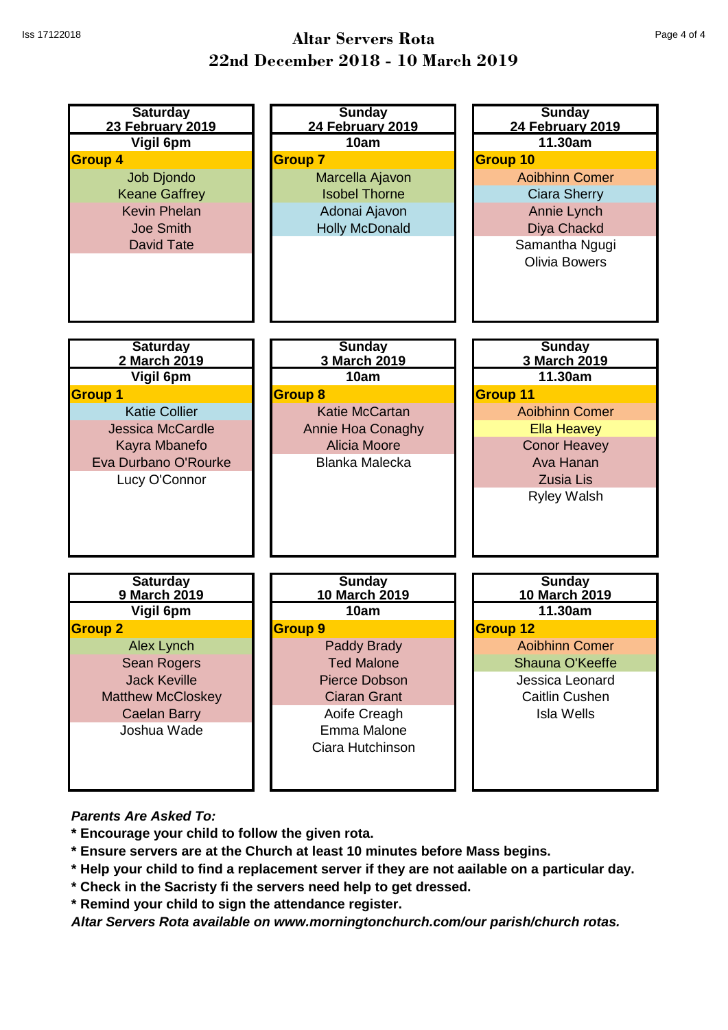# Altar Servers Rota
## 22nd December 2018 - 10 March 2019

| Saturday 23 February 2019 | Sunday 24 February 2019 | Sunday 24 February 2019 |
|---|---|---|
| Vigil 6pm | 10am | 11.30am |
| Group 4 | Group 7 | Group 10 |
| Job Djondo | Marcella Ajavon | Aoibhinn Comer |
| Keane Gaffrey | Isobel Thorne | Ciara Sherry |
| Kevin Phelan | Adonai Ajavon | Annie Lynch |
| Joe Smith | Holly McDonald | Diya Chackd |
| David Tate | | Samantha Ngugi |
| | | Olivia Bowers |

| Saturday 2 March 2019 | Sunday 3 March 2019 | Sunday 3 March 2019 |
|---|---|---|
| Vigil 6pm | 10am | 11.30am |
| Group 1 | Group 8 | Group 11 |
| Katie Collier | Katie McCartan | Aoibhinn Comer |
| Jessica McCardle | Annie Hoa Conaghy | Ella Heavey |
| Kayra Mbanefo | Alicia Moore | Conor Heavey |
| Eva Durbano O'Rourke | Blanka Malecka | Ava Hanan |
| Lucy O'Connor | | Zusia Lis |
| | | Ryley Walsh |

| Saturday 9 March 2019 | Sunday 10 March 2019 | Sunday 10 March 2019 |
|---|---|---|
| Vigil 6pm | 10am | 11.30am |
| Group 2 | Group 9 | Group 12 |
| Alex Lynch | Paddy Brady | Aoibhinn Comer |
| Sean Rogers | Ted Malone | Shauna O'Keeffe |
| Jack Keville | Pierce Dobson | Jessica Leonard |
| Matthew McCloskey | Ciaran Grant | Caitlin Cushen |
| Caelan Barry | Aoife Creagh | Isla Wells |
| Joshua Wade | Emma Malone | |
| | Ciara Hutchinson | |

***Parents Are Asked To:***

**\* Encourage your child to follow the given rota.**

**\* Ensure servers are at the Church at least 10 minutes before Mass begins.**

**\* Help your child to find a replacement server if they are not aailable on a particular day.**

**\* Check in the Sacristy fi the servers need help to get dressed.**

**\* Remind your child to sign the attendance register.**

***Altar Servers Rota available on www.morningtonchurch.com/our parish/church rotas.***